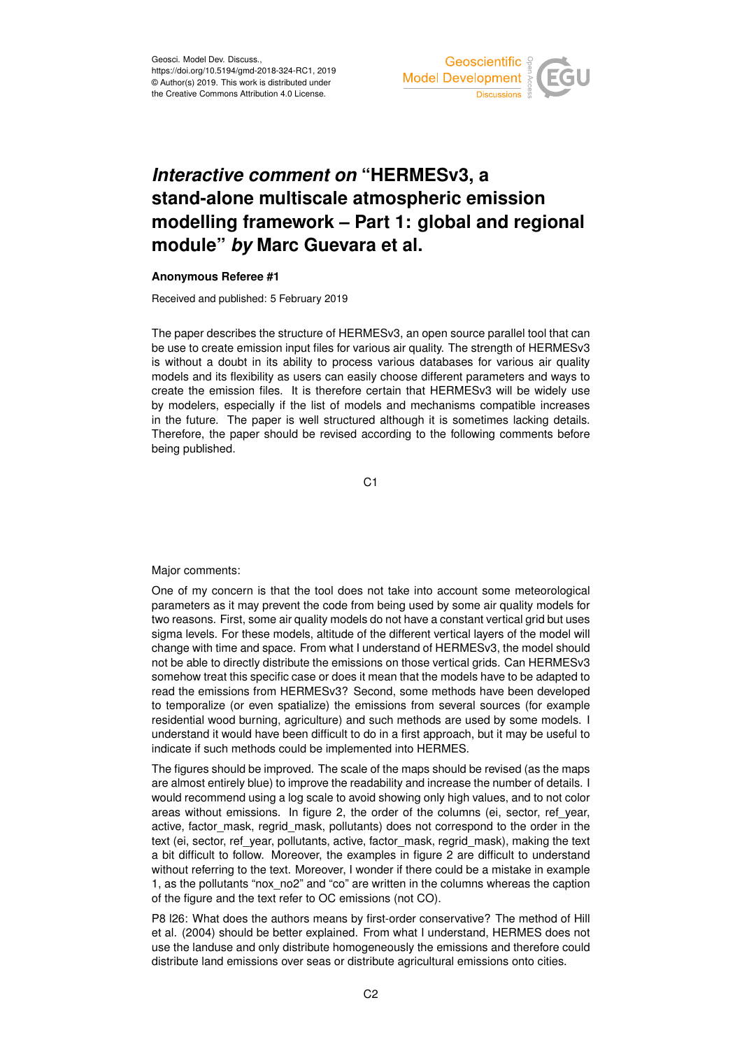# *Interactive comment on* "HERMESv3, a stand-alone multiscale atmospheric emission modelling framework – Part 1: global and regional module" *by* Marc Guevara et al.

**Anonymous Referee #1**

Received and published: 5 February 2019

The paper describes the structure of HERMESv3, an open source parallel tool that can be use to create emission input files for various air quality. The strength of HERMESv3 is without a doubt in its ability to process various databases for various air quality models and its flexibility as users can easily choose different parameters and ways to create the emission files. It is therefore certain that HERMESv3 will be widely use by modelers, especially if the list of models and mechanisms compatible increases in the future. The paper is well structured although it is sometimes lacking details. Therefore, the paper should be revised according to the following comments before being published.

Major comments:

One of my concern is that the tool does not take into account some meteorological parameters as it may prevent the code from being used by some air quality models for two reasons. First, some air quality models do not have a constant vertical grid but uses sigma levels. For these models, altitude of the different vertical layers of the model will change with time and space. From what I understand of HERMESv3, the model should not be able to directly distribute the emissions on those vertical grids. Can HERMESv3 somehow treat this specific case or does it mean that the models have to be adapted to read the emissions from HERMESv3? Second, some methods have been developed to temporalize (or even spatialize) the emissions from several sources (for example residential wood burning, agriculture) and such methods are used by some models. I understand it would have been difficult to do in a first approach, but it may be useful to indicate if such methods could be implemented into HERMES.

The figures should be improved. The scale of the maps should be revised (as the maps are almost entirely blue) to improve the readability and increase the number of details. I would recommend using a log scale to avoid showing only high values, and to not color areas without emissions. In figure 2, the order of the columns (ei, sector, ref_year, active, factor_mask, regrid_mask, pollutants) does not correspond to the order in the text (ei, sector, ref_year, pollutants, active, factor_mask, regrid_mask), making the text a bit difficult to follow. Moreover, the examples in figure 2 are difficult to understand without referring to the text. Moreover, I wonder if there could be a mistake in example 1, as the pollutants "nox_no2" and "co" are written in the columns whereas the caption of the figure and the text refer to OC emissions (not CO).

P8 l26: What does the authors means by first-order conservative? The method of Hill et al. (2004) should be better explained. From what I understand, HERMES does not use the landuse and only distribute homogeneously the emissions and therefore could distribute land emissions over seas or distribute agricultural emissions onto cities.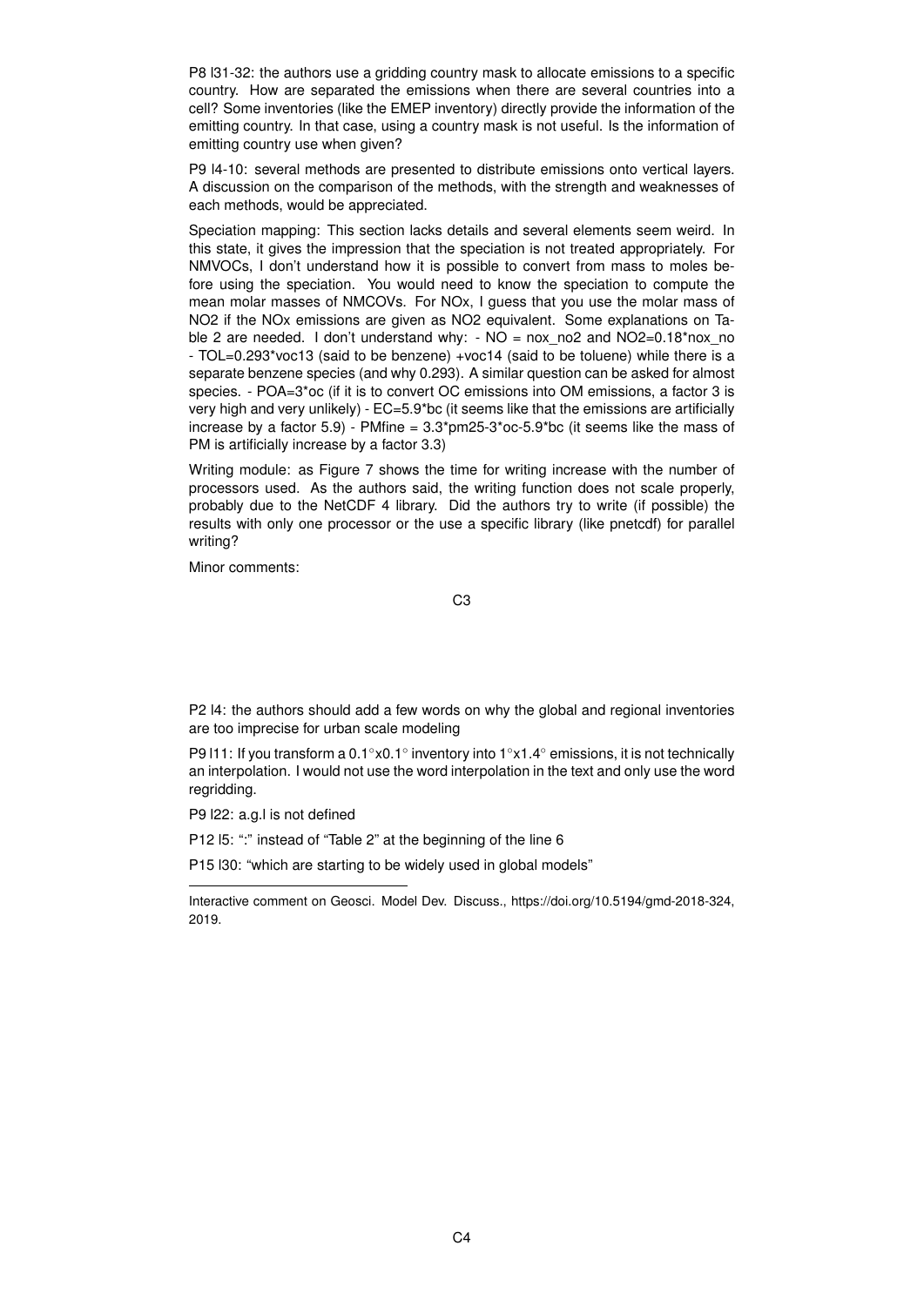P8 l31-32: the authors use a gridding country mask to allocate emissions to a specific country. How are separated the emissions when there are several countries into a cell? Some inventories (like the EMEP inventory) directly provide the information of the emitting country. In that case, using a country mask is not useful. Is the information of emitting country use when given?

P9 l4-10: several methods are presented to distribute emissions onto vertical layers. A discussion on the comparison of the methods, with the strength and weaknesses of each methods, would be appreciated.

Speciation mapping: This section lacks details and several elements seem weird. In this state, it gives the impression that the speciation is not treated appropriately. For NMVOCs, I don't understand how it is possible to convert from mass to moles before using the speciation. You would need to know the speciation to compute the mean molar masses of NMCOVs. For NOx, I guess that you use the molar mass of NO2 if the NOx emissions are given as NO2 equivalent. Some explanations on Table 2 are needed. I don't understand why: - NO = nox_no2 and NO2=0.18*nox_no - TOL=0.293*voc13 (said to be benzene) +voc14 (said to be toluene) while there is a separate benzene species (and why 0.293). A similar question can be asked for almost species. - POA=3*oc (if it is to convert OC emissions into OM emissions, a factor 3 is very high and very unlikely) - EC=5.9*bc (it seems like that the emissions are artificially increase by a factor 5.9) - PMfine = 3.3*pm25-3*oc-5.9*bc (it seems like the mass of PM is artificially increase by a factor 3.3)

Writing module: as Figure 7 shows the time for writing increase with the number of processors used. As the authors said, the writing function does not scale properly, probably due to the NetCDF 4 library. Did the authors try to write (if possible) the results with only one processor or the use a specific library (like pnetcdf) for parallel writing?

Minor comments:

P2 l4: the authors should add a few words on why the global and regional inventories are too imprecise for urban scale modeling

P9 l11: If you transform a 0.1°x0.1° inventory into 1°x1.4° emissions, it is not technically an interpolation. I would not use the word interpolation in the text and only use the word regridding.

P9 l22: a.g.l is not defined

P12 l5: ":" instead of "Table 2" at the beginning of the line 6

P15 l30: "which are starting to be widely used in global models"

---

Interactive comment on Geosci. Model Dev. Discuss., https://doi.org/10.5194/gmd-2018-324, 2019.